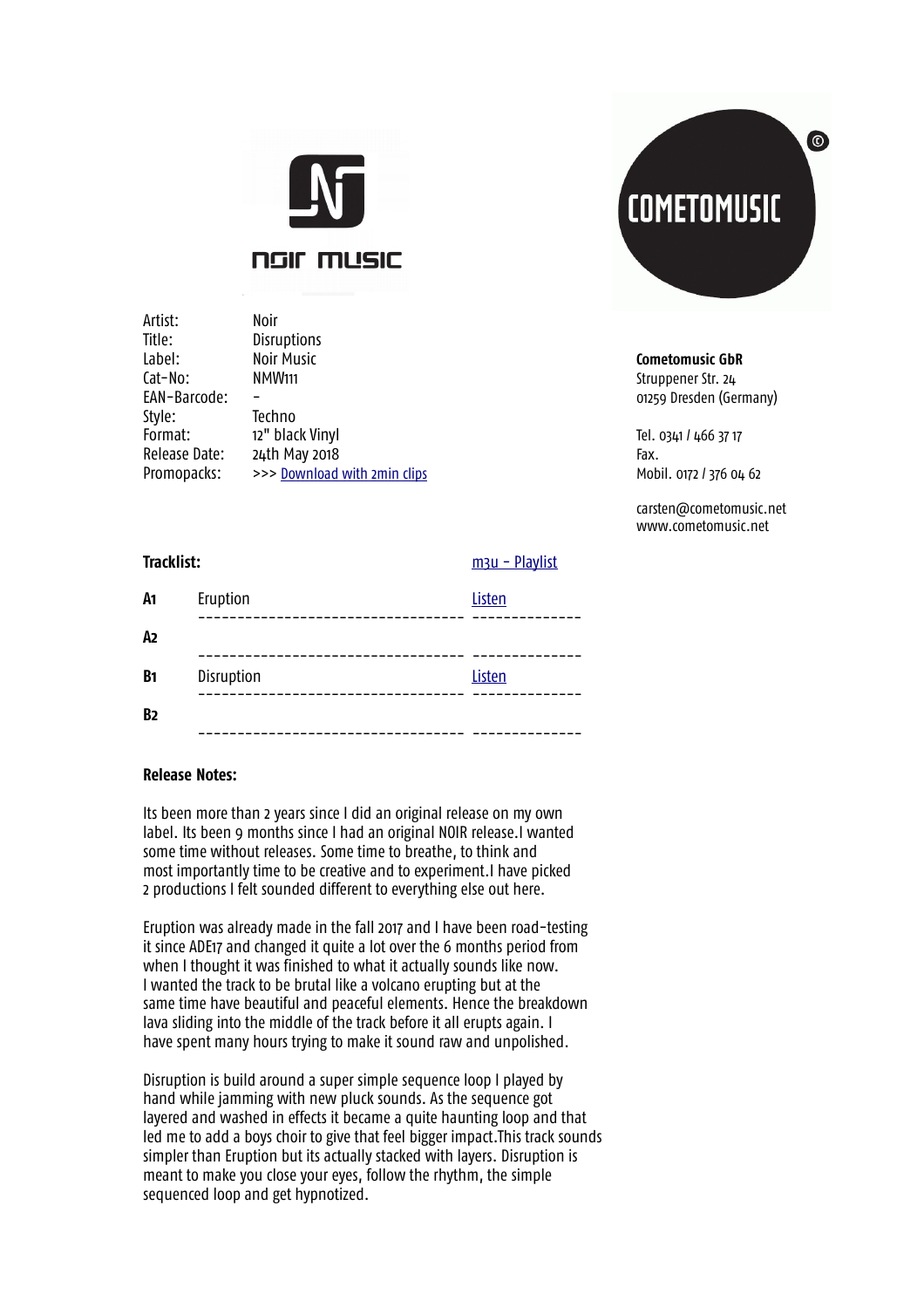NOIR MUSIC

| | |
|---|---|
| Artist: | Noir |
| Title: | Disruptions |
| Label: | Noir Music |
| Cat-No: | NMW111 |
| EAN-Barcode: | - |
| Style: | Techno |
| Format: | 12" black Vinyl |
| Release Date: | 24th May 2018 |
| Promopacks: | >>> [Download with 2min clips]() |

COMETOMUSIC

**Cometomusic GbR**
Struppener Str. 24
01259 Dresden (Germany)

Tel. 0341 / 466 37 17
Fax.
Mobil. 0172 / 376 04 62

carsten@cometomusic.net
www.cometomusic.net

**Tracklist:** [m3u - Playlist]()

| | | |
|---|---|---|
| **A1** | Eruption | [Listen]() |
| **A2** | | |
| **B1** | Disruption | [Listen]() |
| **B2** | | |

**Release Notes:**

Its been more than 2 years since I did an original release on my own label. Its been 9 months since I had an original NOIR release.I wanted some time without releases. Some time to breathe, to think and most importantly time to be creative and to experiment.I have picked 2 productions I felt sounded different to everything else out here.

Eruption was already made in the fall 2017 and I have been road-testing it since ADE17 and changed it quite a lot over the 6 months period from when I thought it was finished to what it actually sounds like now. I wanted the track to be brutal like a volcano erupting but at the same time have beautiful and peaceful elements. Hence the breakdown lava sliding into the middle of the track before it all erupts again. I have spent many hours trying to make it sound raw and unpolished.

Disruption is build around a super simple sequence loop I played by hand while jamming with new pluck sounds. As the sequence got layered and washed in effects it became a quite haunting loop and that led me to add a boys choir to give that feel bigger impact.This track sounds simpler than Eruption but its actually stacked with layers. Disruption is meant to make you close your eyes, follow the rhythm, the simple sequenced loop and get hypnotized.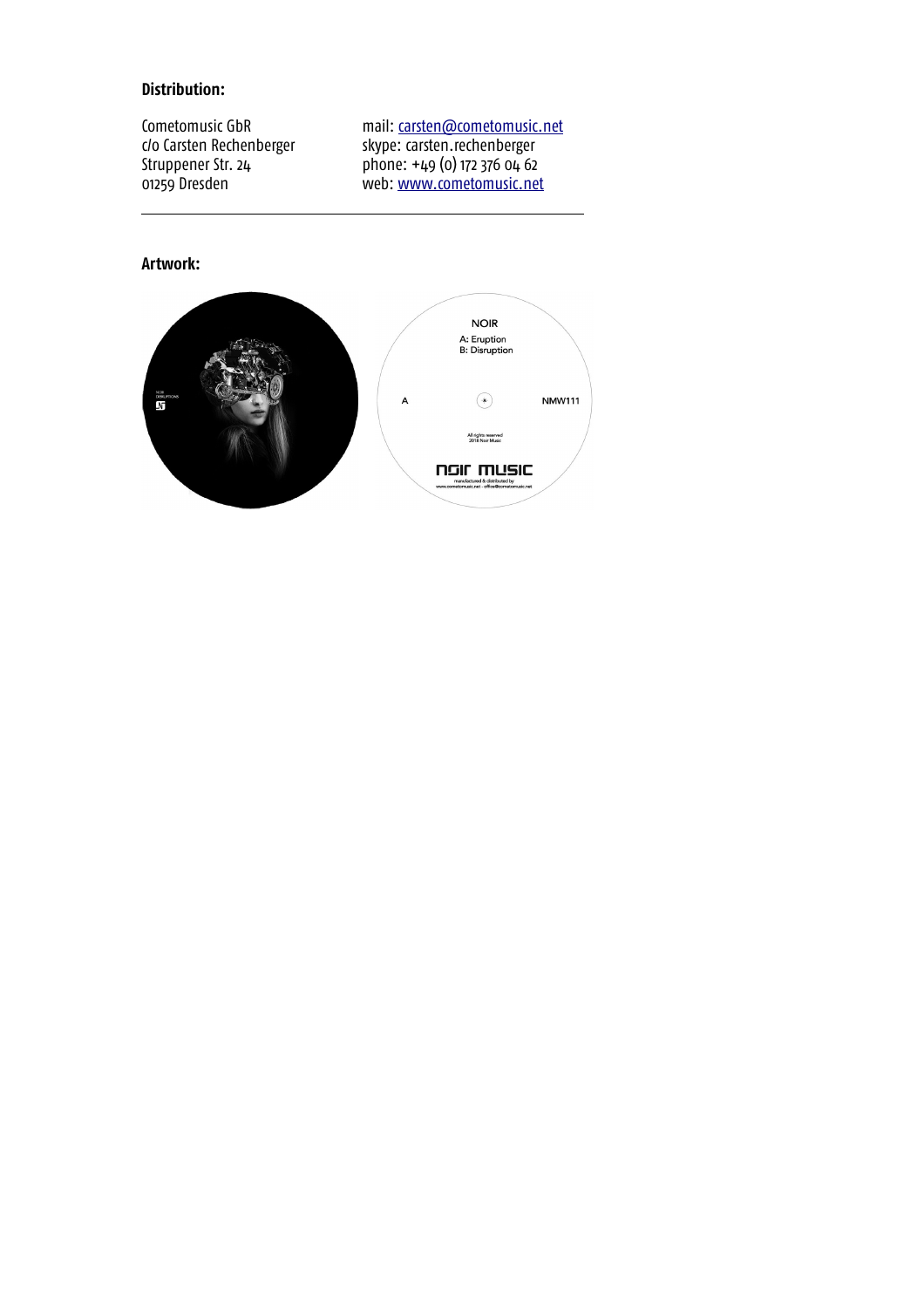**Distribution:**

Cometomusic GbR
c/o Carsten Rechenberger
Struppener Str. 24
01259 Dresden

mail: carsten@cometomusic.net
skype: carsten.rechenberger
phone: +49 (0) 172 376 04 62
web: www.cometomusic.net

---

**Artwork:**